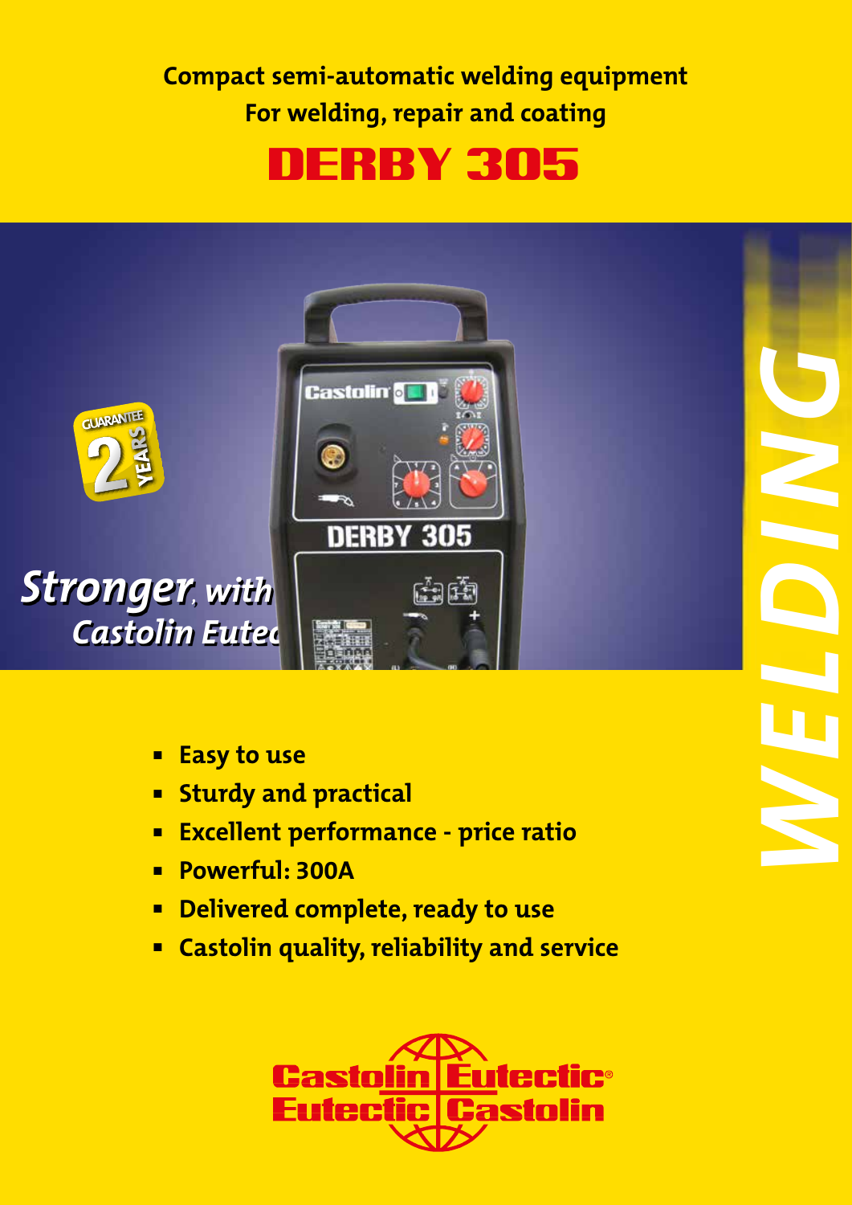**Compact semi-automatic welding equipment**
**For welding, repair and coating**

# DERBY 305

GUARANTEE 2 YEARS

*Stronger, with Castolin Eutectic*

WELDING

- **Easy to use**
- **Sturdy and practical**
- **Excellent performance - price ratio**
- **Powerful: 300A**
- **Delivered complete, ready to use**
- **Castolin quality, reliability and service**

Castolin Eutectic®
Eutectic Castolin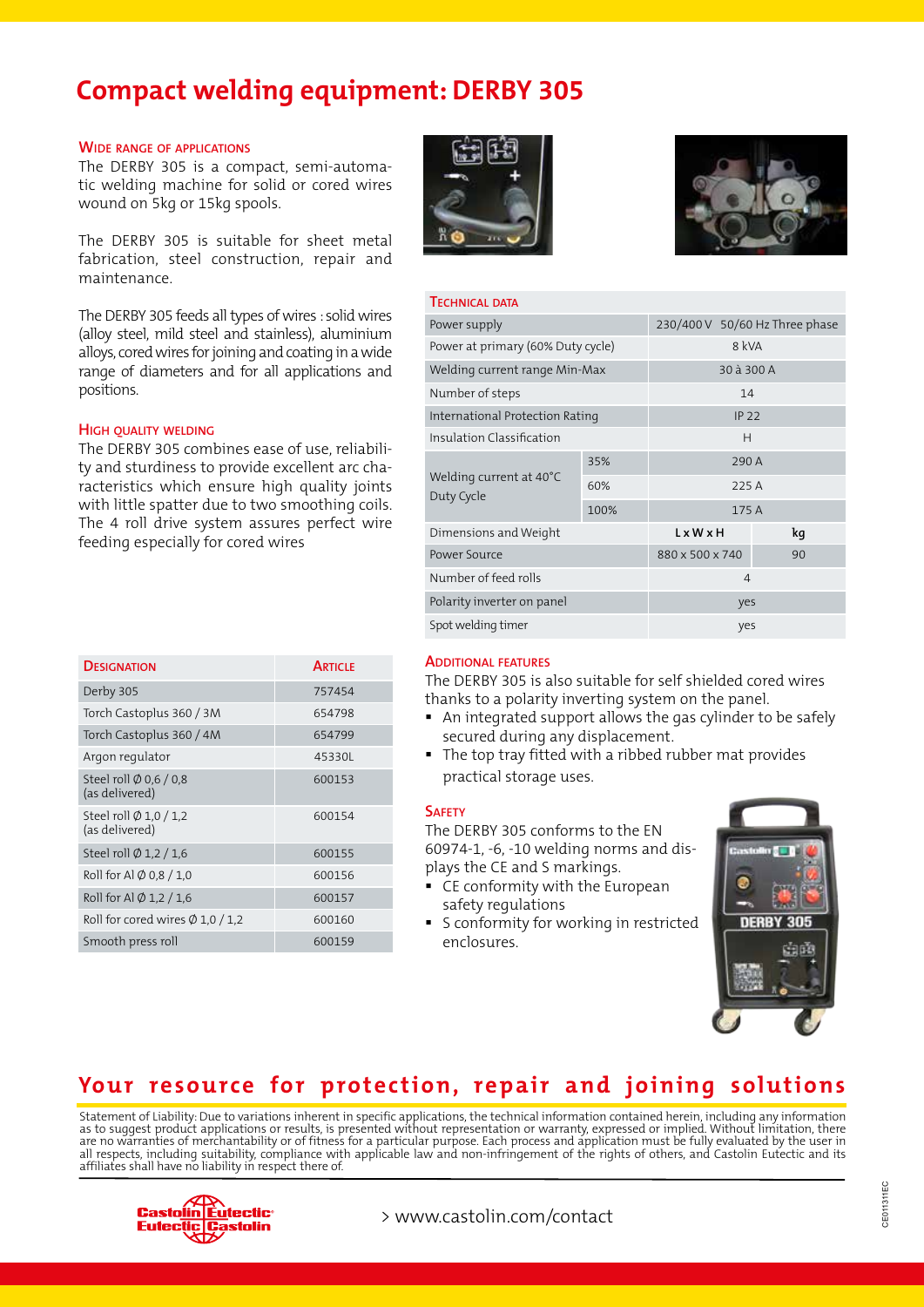# Compact welding equipment: DERBY 305

### Wide range of applications

The DERBY 305 is a compact, semi-automatic welding machine for solid or cored wires wound on 5kg or 15kg spools.

The DERBY 305 is suitable for sheet metal fabrication, steel construction, repair and maintenance.

The DERBY 305 feeds all types of wires : solid wires (alloy steel, mild steel and stainless), aluminium alloys, cored wires for joining and coating in a wide range of diameters and for all applications and positions.

### High quality welding

The DERBY 305 combines ease of use, reliability and sturdiness to provide excellent arc characteristics which ensure high quality joints with little spatter due to two smoothing coils. The 4 roll drive system assures perfect wire feeding especially for cored wires

| Designation | Article |
|---|---|
| Derby 305 | 757454 |
| Torch Castoplus 360 / 3M | 654798 |
| Torch Castoplus 360 / 4M | 654799 |
| Argon regulator | 45330L |
| Steel roll Ø 0,6 / 0,8 (as delivered) | 600153 |
| Steel roll Ø 1,0 / 1,2 (as delivered) | 600154 |
| Steel roll Ø 1,2 / 1,6 | 600155 |
| Roll for Al Ø 0,8 / 1,0 | 600156 |
| Roll for Al Ø 1,2 / 1,6 | 600157 |
| Roll for cored wires Ø 1,0 / 1,2 | 600160 |
| Smooth press roll | 600159 |

### Technical data

| | | | |
|---|---|---|---|
| Power supply | | 230/400 V 50/60 Hz Three phase | |
| Power at primary (60% Duty cycle) | | 8 kVA | |
| Welding current range Min-Max | | 30 à 300 A | |
| Number of steps | | 14 | |
| International Protection Rating | | IP 22 | |
| Insulation Classification | | H | |
| Welding current at 40°C Duty Cycle | 35% | 290 A | |
| | 60% | 225 A | |
| | 100% | 175 A | |
| Dimensions and Weight | | L x W x H | kg |
| Power Source | | 880 x 500 x 740 | 90 |
| Number of feed rolls | | 4 | |
| Polarity inverter on panel | | yes | |
| Spot welding timer | | yes | |

### Additional features

The DERBY 305 is also suitable for self shielded cored wires thanks to a polarity inverting system on the panel.

- An integrated support allows the gas cylinder to be safely secured during any displacement.
- The top tray fitted with a ribbed rubber mat provides practical storage uses.

### Safety

The DERBY 305 conforms to the EN 60974-1, -6, -10 welding norms and displays the CE and S markings.

- CE conformity with the European safety regulations
- S conformity for working in restricted enclosures.

## Your resource for protection, repair and joining solutions

Statement of Liability: Due to variations inherent in specific applications, the technical information contained herein, including any information as to suggest product applications or results, is presented without representation or warranty, expressed or implied. Without limitation, there are no warranties of merchantability or of fitness for a particular purpose. Each process and application must be fully evaluated by the user in all respects, including suitability, compliance with applicable law and non-infringement of the rights of others, and Castolin Eutectic and its affiliates shall have no liability in respect there of.

Castolin Eutectic

> www.castolin.com/contact

CE01311EC